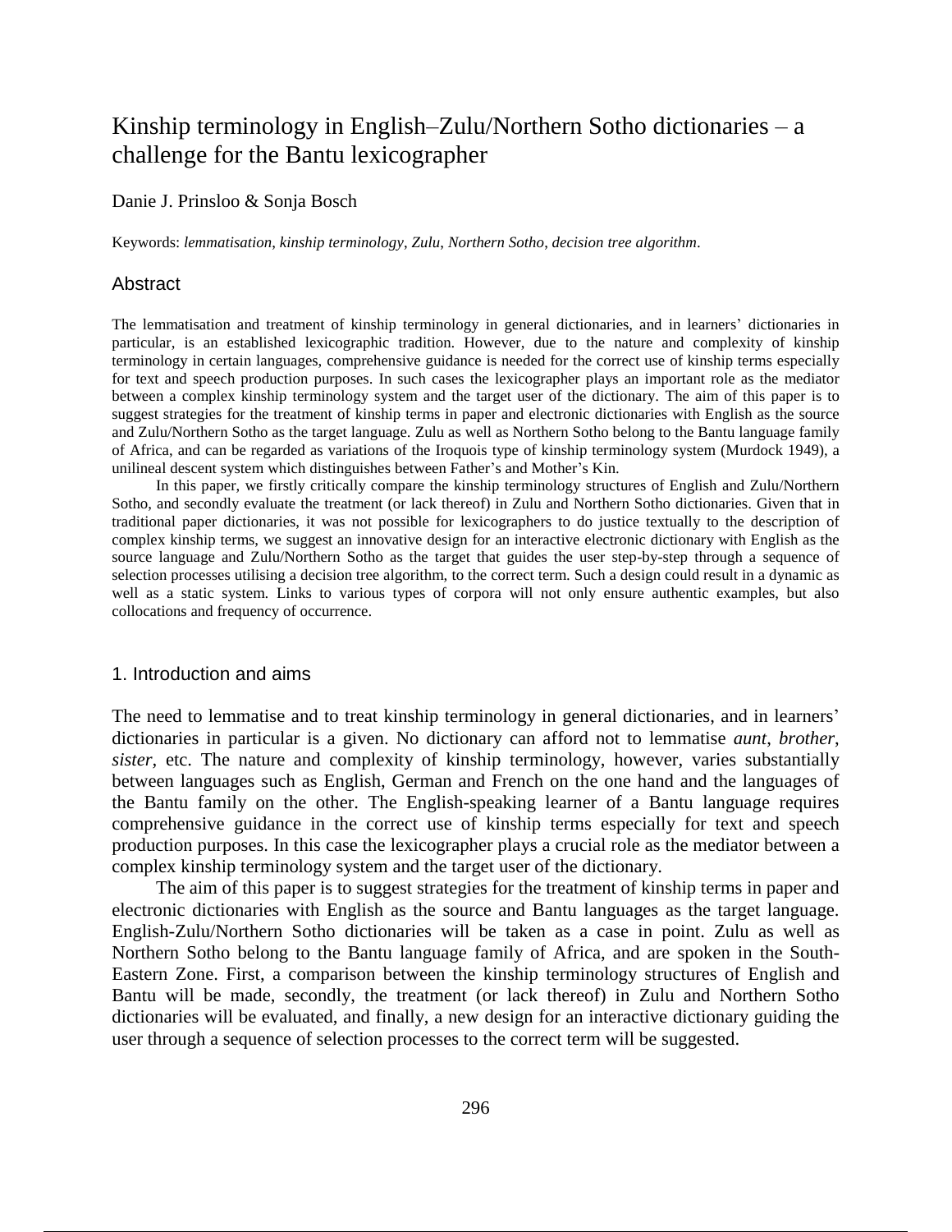# Kinship terminology in English–Zulu/Northern Sotho dictionaries – a challenge for the Bantu lexicographer

Danie J. Prinsloo & Sonja Bosch

Keywords: *lemmatisation*, *kinship terminology*, *Zulu*, *Northern Sotho*, *decision tree algorithm*.

## Abstract

The lemmatisation and treatment of kinship terminology in general dictionaries, and in learners' dictionaries in particular, is an established lexicographic tradition. However, due to the nature and complexity of kinship terminology in certain languages, comprehensive guidance is needed for the correct use of kinship terms especially for text and speech production purposes. In such cases the lexicographer plays an important role as the mediator between a complex kinship terminology system and the target user of the dictionary. The aim of this paper is to suggest strategies for the treatment of kinship terms in paper and electronic dictionaries with English as the source and Zulu/Northern Sotho as the target language. Zulu as well as Northern Sotho belong to the Bantu language family of Africa, and can be regarded as variations of the Iroquois type of kinship terminology system (Murdock 1949), a unilineal descent system which distinguishes between Father's and Mother's Kin.

In this paper, we firstly critically compare the kinship terminology structures of English and Zulu/Northern Sotho, and secondly evaluate the treatment (or lack thereof) in Zulu and Northern Sotho dictionaries. Given that in traditional paper dictionaries, it was not possible for lexicographers to do justice textually to the description of complex kinship terms, we suggest an innovative design for an interactive electronic dictionary with English as the source language and Zulu/Northern Sotho as the target that guides the user step-by-step through a sequence of selection processes utilising a decision tree algorithm, to the correct term. Such a design could result in a dynamic as well as a static system. Links to various types of corpora will not only ensure authentic examples, but also collocations and frequency of occurrence.

## 1. Introduction and aims

The need to lemmatise and to treat kinship terminology in general dictionaries, and in learners' dictionaries in particular is a given. No dictionary can afford not to lemmatise *aunt*, *brother*, *sister*, etc. The nature and complexity of kinship terminology, however, varies substantially between languages such as English, German and French on the one hand and the languages of the Bantu family on the other. The English-speaking learner of a Bantu language requires comprehensive guidance in the correct use of kinship terms especially for text and speech production purposes. In this case the lexicographer plays a crucial role as the mediator between a complex kinship terminology system and the target user of the dictionary.

The aim of this paper is to suggest strategies for the treatment of kinship terms in paper and electronic dictionaries with English as the source and Bantu languages as the target language. English-Zulu/Northern Sotho dictionaries will be taken as a case in point. Zulu as well as Northern Sotho belong to the Bantu language family of Africa, and are spoken in the South-Eastern Zone. First, a comparison between the kinship terminology structures of English and Bantu will be made, secondly, the treatment (or lack thereof) in Zulu and Northern Sotho dictionaries will be evaluated, and finally, a new design for an interactive dictionary guiding the user through a sequence of selection processes to the correct term will be suggested.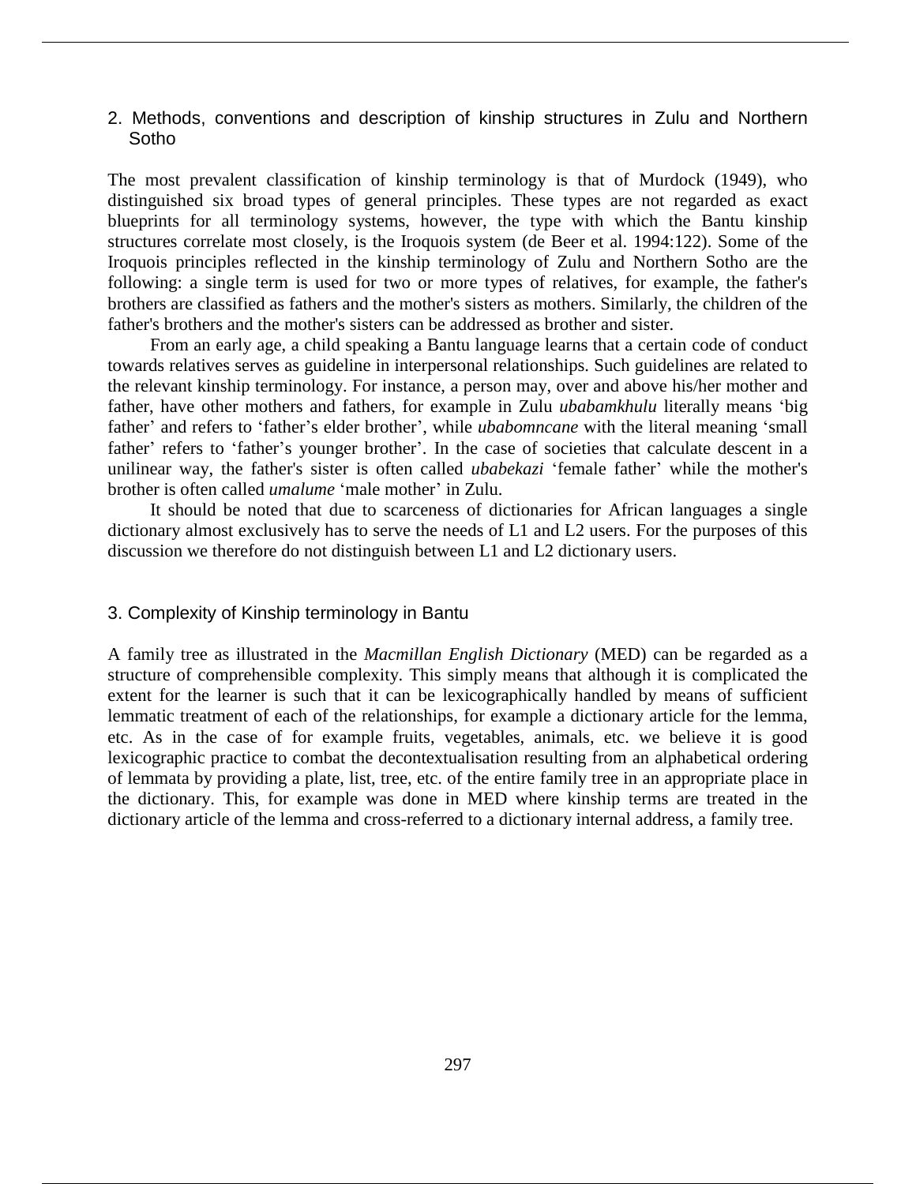## 2. Methods, conventions and description of kinship structures in Zulu and Northern Sotho

The most prevalent classification of kinship terminology is that of Murdock (1949), who distinguished six broad types of general principles. These types are not regarded as exact blueprints for all terminology systems, however, the type with which the Bantu kinship structures correlate most closely, is the Iroquois system (de Beer et al. 1994:122). Some of the Iroquois principles reflected in the kinship terminology of Zulu and Northern Sotho are the following: a single term is used for two or more types of relatives, for example, the father's brothers are classified as fathers and the mother's sisters as mothers. Similarly, the children of the father's brothers and the mother's sisters can be addressed as brother and sister.

From an early age, a child speaking a Bantu language learns that a certain code of conduct towards relatives serves as guideline in interpersonal relationships. Such guidelines are related to the relevant kinship terminology. For instance, a person may, over and above his/her mother and father, have other mothers and fathers, for example in Zulu *ubabamkhulu* literally means 'big father' and refers to 'father's elder brother', while *ubabomncane* with the literal meaning 'small father' refers to 'father's younger brother'. In the case of societies that calculate descent in a unilinear way, the father's sister is often called *ubabekazi* 'female father' while the mother's brother is often called *umalume* 'male mother' in Zulu.

It should be noted that due to scarceness of dictionaries for African languages a single dictionary almost exclusively has to serve the needs of L1 and L2 users. For the purposes of this discussion we therefore do not distinguish between L1 and L2 dictionary users.

## 3. Complexity of Kinship terminology in Bantu

A family tree as illustrated in the *Macmillan English Dictionary* (MED) can be regarded as a structure of comprehensible complexity. This simply means that although it is complicated the extent for the learner is such that it can be lexicographically handled by means of sufficient lemmatic treatment of each of the relationships, for example a dictionary article for the lemma, etc. As in the case of for example fruits, vegetables, animals, etc. we believe it is good lexicographic practice to combat the decontextualisation resulting from an alphabetical ordering of lemmata by providing a plate, list, tree, etc. of the entire family tree in an appropriate place in the dictionary. This, for example was done in MED where kinship terms are treated in the dictionary article of the lemma and cross-referred to a dictionary internal address, a family tree.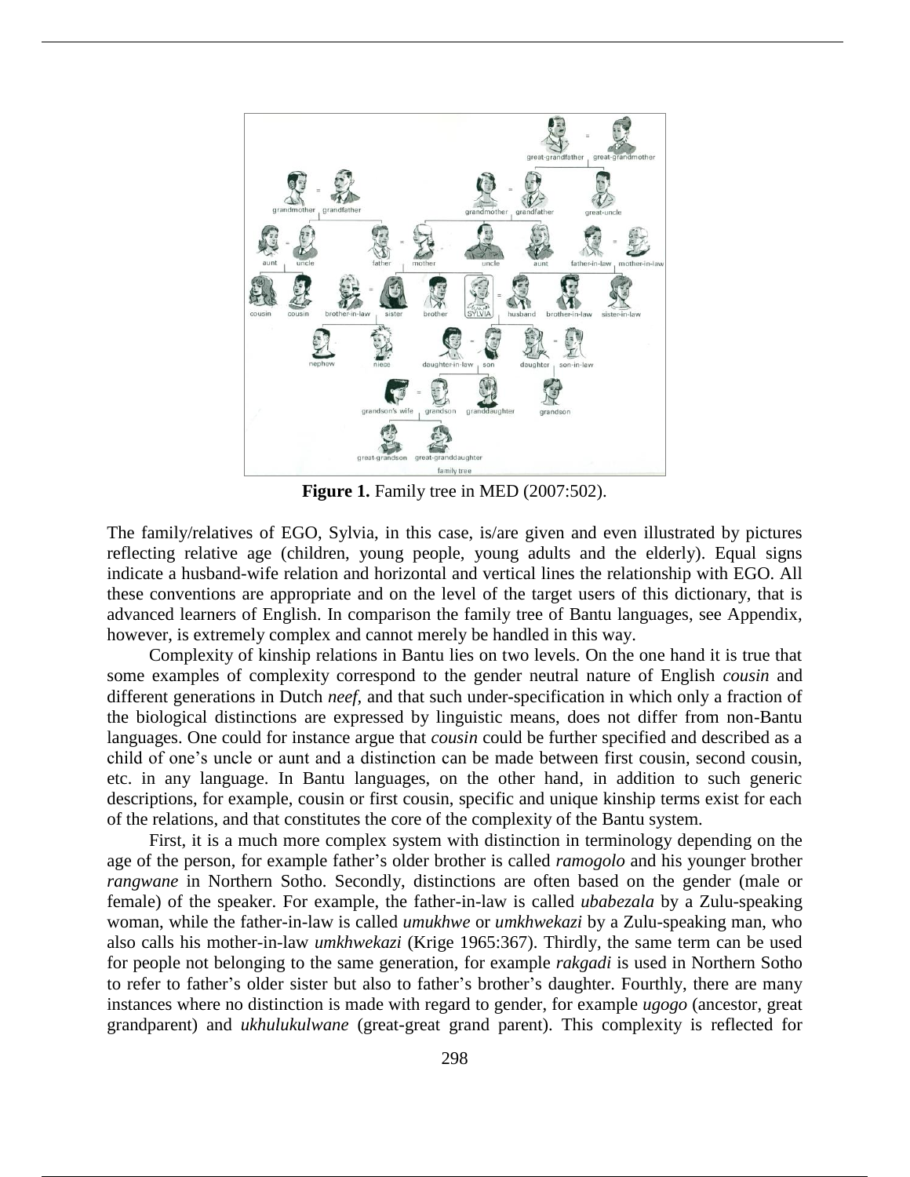**Figure 1.** Family tree in MED (2007:502).

The family/relatives of EGO, Sylvia, in this case, is/are given and even illustrated by pictures reflecting relative age (children, young people, young adults and the elderly). Equal signs indicate a husband-wife relation and horizontal and vertical lines the relationship with EGO. All these conventions are appropriate and on the level of the target users of this dictionary, that is advanced learners of English. In comparison the family tree of Bantu languages, see Appendix, however, is extremely complex and cannot merely be handled in this way.

Complexity of kinship relations in Bantu lies on two levels. On the one hand it is true that some examples of complexity correspond to the gender neutral nature of English *cousin* and different generations in Dutch *neef*, and that such under-specification in which only a fraction of the biological distinctions are expressed by linguistic means, does not differ from non-Bantu languages. One could for instance argue that *cousin* could be further specified and described as a child of one's uncle or aunt and a distinction can be made between first cousin, second cousin, etc. in any language. In Bantu languages, on the other hand, in addition to such generic descriptions, for example, cousin or first cousin, specific and unique kinship terms exist for each of the relations, and that constitutes the core of the complexity of the Bantu system.

First, it is a much more complex system with distinction in terminology depending on the age of the person, for example father's older brother is called *ramogolo* and his younger brother *rangwane* in Northern Sotho. Secondly, distinctions are often based on the gender (male or female) of the speaker. For example, the father-in-law is called *ubabezala* by a Zulu-speaking woman, while the father-in-law is called *umukhwe* or *umkhwekazi* by a Zulu-speaking man, who also calls his mother-in-law *umkhwekazi* (Krige 1965:367). Thirdly, the same term can be used for people not belonging to the same generation, for example *rakgadi* is used in Northern Sotho to refer to father's older sister but also to father's brother's daughter. Fourthly, there are many instances where no distinction is made with regard to gender, for example *ugogo* (ancestor, great grandparent) and *ukhulukulwane* (great-great grand parent). This complexity is reflected for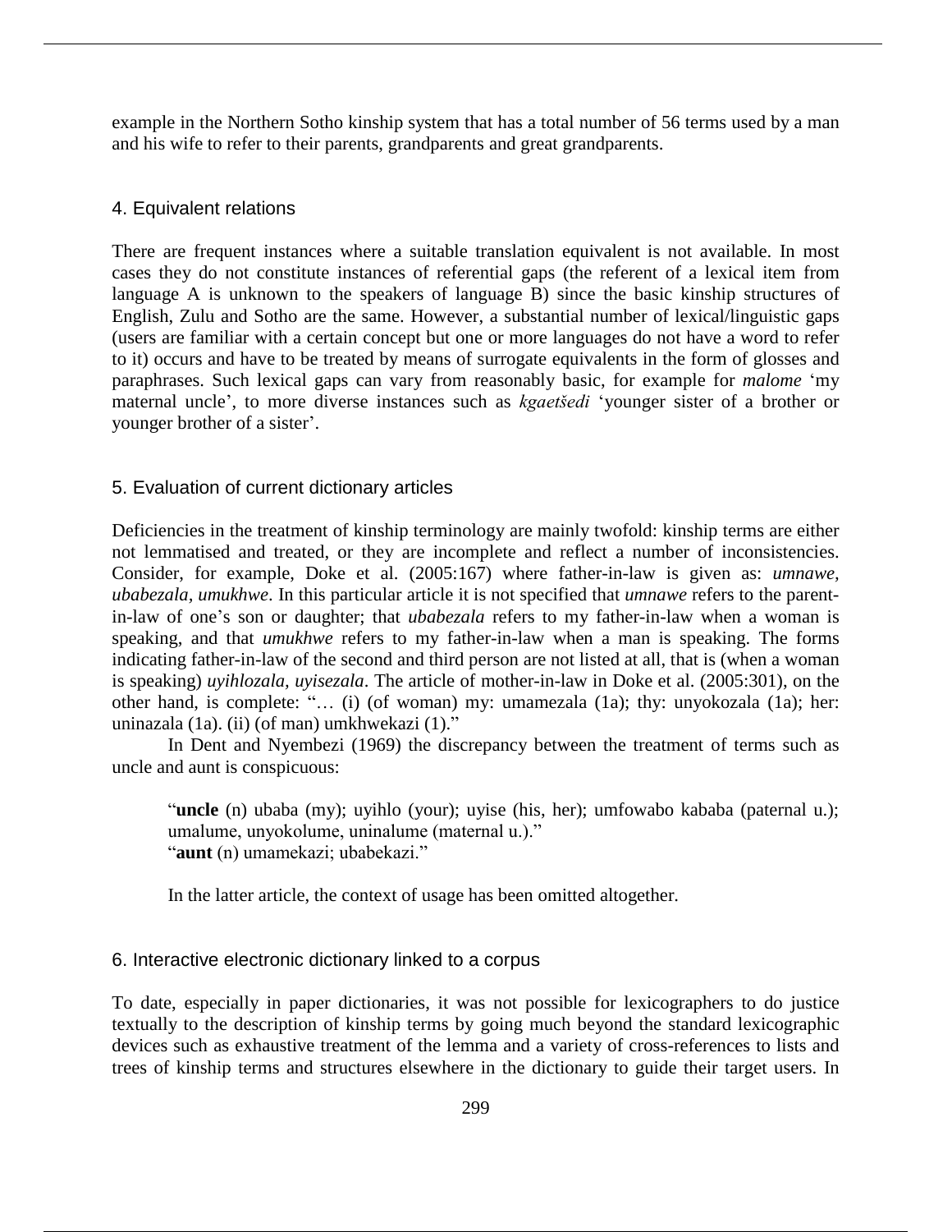example in the Northern Sotho kinship system that has a total number of 56 terms used by a man and his wife to refer to their parents, grandparents and great grandparents.

## 4. Equivalent relations

There are frequent instances where a suitable translation equivalent is not available. In most cases they do not constitute instances of referential gaps (the referent of a lexical item from language A is unknown to the speakers of language B) since the basic kinship structures of English, Zulu and Sotho are the same. However, a substantial number of lexical/linguistic gaps (users are familiar with a certain concept but one or more languages do not have a word to refer to it) occurs and have to be treated by means of surrogate equivalents in the form of glosses and paraphrases. Such lexical gaps can vary from reasonably basic, for example for *malome* 'my maternal uncle', to more diverse instances such as *kgaetšedi* 'younger sister of a brother or younger brother of a sister'.

## 5. Evaluation of current dictionary articles

Deficiencies in the treatment of kinship terminology are mainly twofold: kinship terms are either not lemmatised and treated, or they are incomplete and reflect a number of inconsistencies. Consider, for example, Doke et al. (2005:167) where father-in-law is given as: *umnawe, ubabezala, umukhwe*. In this particular article it is not specified that *umnawe* refers to the parent-in-law of one's son or daughter; that *ubabezala* refers to my father-in-law when a woman is speaking, and that *umukhwe* refers to my father-in-law when a man is speaking. The forms indicating father-in-law of the second and third person are not listed at all, that is (when a woman is speaking) *uyihlozala, uyisezala*. The article of mother-in-law in Doke et al. (2005:301), on the other hand, is complete: "… (i) (of woman) my: umamezala (1a); thy: unyokozala (1a); her: uninazala (1a). (ii) (of man) umkhwekazi (1)."

In Dent and Nyembezi (1969) the discrepancy between the treatment of terms such as uncle and aunt is conspicuous:

> "**uncle** (n) ubaba (my); uyihlo (your); uyise (his, her); umfowabo kababa (paternal u.); umalume, unyokolume, uninalume (maternal u.)."
> "**aunt** (n) umamekazi; ubabekazi."

In the latter article, the context of usage has been omitted altogether.

## 6. Interactive electronic dictionary linked to a corpus

To date, especially in paper dictionaries, it was not possible for lexicographers to do justice textually to the description of kinship terms by going much beyond the standard lexicographic devices such as exhaustive treatment of the lemma and a variety of cross-references to lists and trees of kinship terms and structures elsewhere in the dictionary to guide their target users. In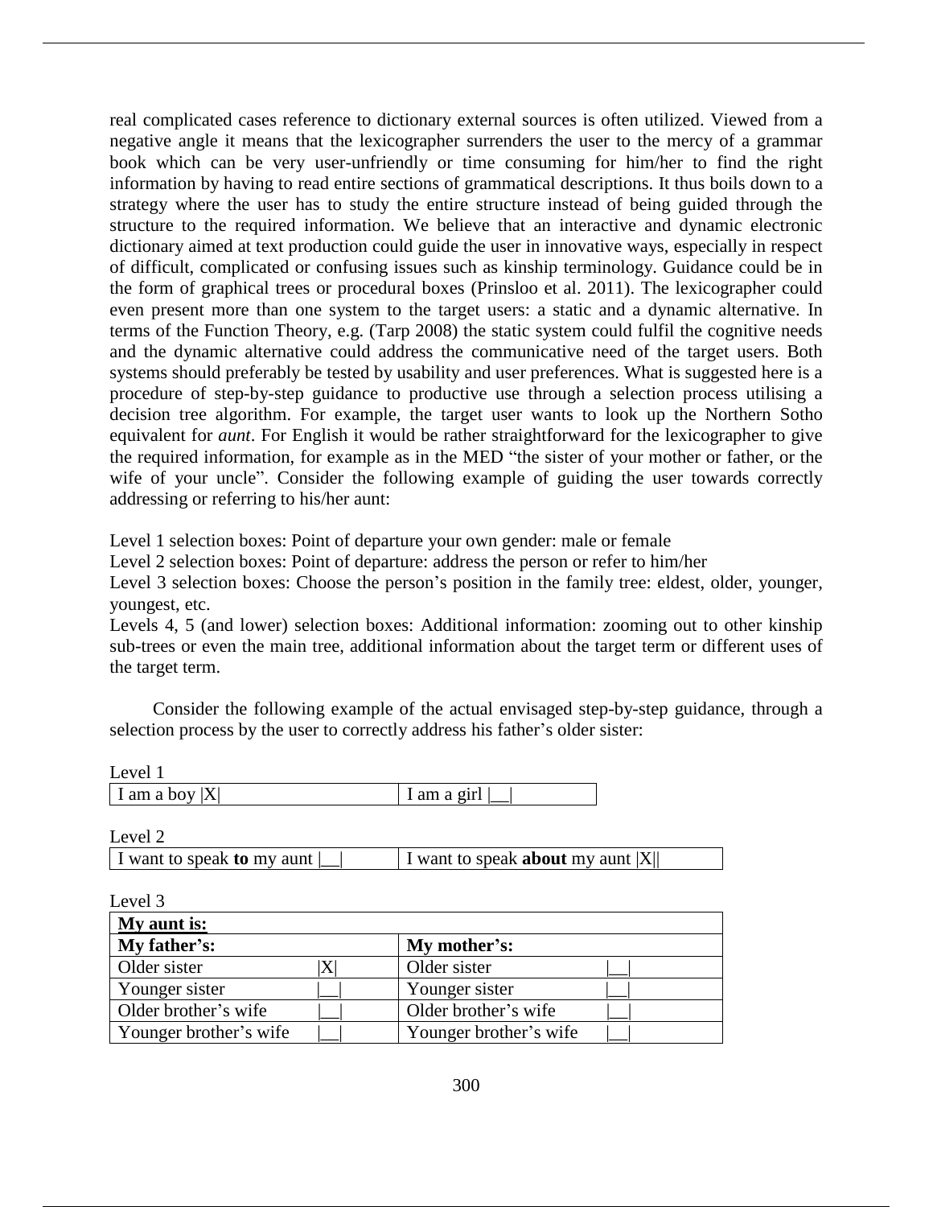real complicated cases reference to dictionary external sources is often utilized. Viewed from a negative angle it means that the lexicographer surrenders the user to the mercy of a grammar book which can be very user-unfriendly or time consuming for him/her to find the right information by having to read entire sections of grammatical descriptions. It thus boils down to a strategy where the user has to study the entire structure instead of being guided through the structure to the required information. We believe that an interactive and dynamic electronic dictionary aimed at text production could guide the user in innovative ways, especially in respect of difficult, complicated or confusing issues such as kinship terminology. Guidance could be in the form of graphical trees or procedural boxes (Prinsloo et al. 2011). The lexicographer could even present more than one system to the target users: a static and a dynamic alternative. In terms of the Function Theory, e.g. (Tarp 2008) the static system could fulfil the cognitive needs and the dynamic alternative could address the communicative need of the target users. Both systems should preferably be tested by usability and user preferences. What is suggested here is a procedure of step-by-step guidance to productive use through a selection process utilising a decision tree algorithm. For example, the target user wants to look up the Northern Sotho equivalent for *aunt*. For English it would be rather straightforward for the lexicographer to give the required information, for example as in the MED "the sister of your mother or father, or the wife of your uncle". Consider the following example of guiding the user towards correctly addressing or referring to his/her aunt:

Level 1 selection boxes: Point of departure your own gender: male or female

Level 2 selection boxes: Point of departure: address the person or refer to him/her

Level 3 selection boxes: Choose the person's position in the family tree: eldest, older, younger, youngest, etc.

Levels 4, 5 (and lower) selection boxes: Additional information: zooming out to other kinship sub-trees or even the main tree, additional information about the target term or different uses of the target term.

Consider the following example of the actual envisaged step-by-step guidance, through a selection process by the user to correctly address his father's older sister:

Level 1

| I am a boy \|X\| | I am a girl \|\_\_\| |
|---|---|

Level 2

| I want to speak **to** my aunt \|\_\_\| | I want to speak **about** my aunt \|X\|\| |
|---|---|

Level 3

| **My aunt is:** | | | |
|---|---|---|---|
| **My father's:** | | **My mother's:** | |
| Older sister | \|X\| | Older sister | \|\_\_\| |
| Younger sister | \|\_\_\| | Younger sister | \|\_\_\| |
| Older brother's wife | \|\_\_\| | Older brother's wife | \|\_\_\| |
| Younger brother's wife | \|\_\_\| | Younger brother's wife | \|\_\_\| |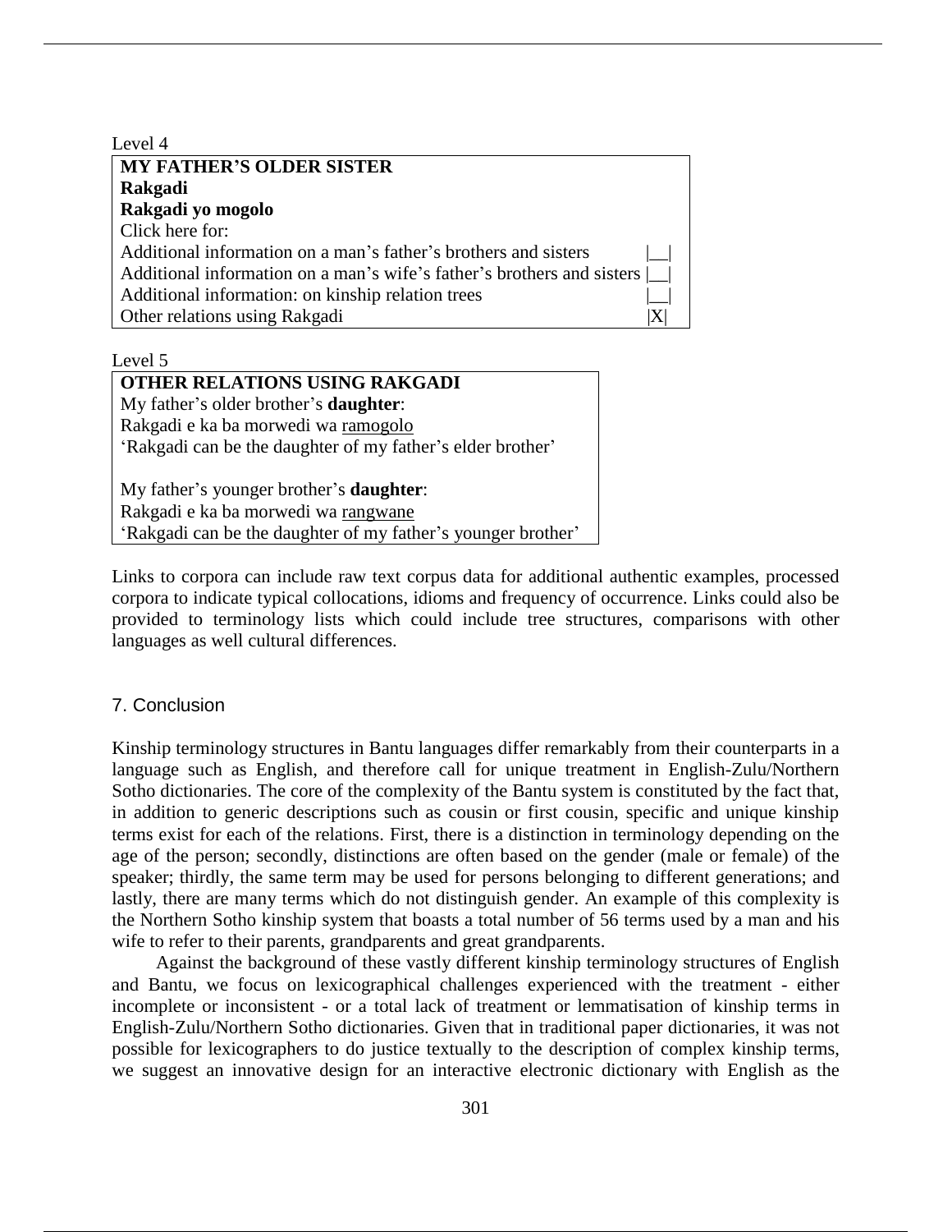Level 4

| **MY FATHER'S OLDER SISTER** | |
|---|---|
| **Rakgadi** | |
| **Rakgadi yo mogolo** | |
| Click here for: | |
| Additional information on a man's father's brothers and sisters | \|__\| |
| Additional information on a man's wife's father's brothers and sisters | \|__\| |
| Additional information: on kinship relation trees | \|__\| |
| Other relations using Rakgadi | \|X\| |

Level 5

| **OTHER RELATIONS USING RAKGADI** |
|---|
| My father's older brother's **daughter**: |
| Rakgadi e ka ba morwedi wa <u>ramogolo</u> |
| 'Rakgadi can be the daughter of my father's elder brother' |
| |
| My father's younger brother's **daughter**: |
| Rakgadi e ka ba morwedi wa <u>rangwane</u> |
| 'Rakgadi can be the daughter of my father's younger brother' |

Links to corpora can include raw text corpus data for additional authentic examples, processed corpora to indicate typical collocations, idioms and frequency of occurrence. Links could also be provided to terminology lists which could include tree structures, comparisons with other languages as well cultural differences.

## 7. Conclusion

Kinship terminology structures in Bantu languages differ remarkably from their counterparts in a language such as English, and therefore call for unique treatment in English-Zulu/Northern Sotho dictionaries. The core of the complexity of the Bantu system is constituted by the fact that, in addition to generic descriptions such as cousin or first cousin, specific and unique kinship terms exist for each of the relations. First, there is a distinction in terminology depending on the age of the person; secondly, distinctions are often based on the gender (male or female) of the speaker; thirdly, the same term may be used for persons belonging to different generations; and lastly, there are many terms which do not distinguish gender. An example of this complexity is the Northern Sotho kinship system that boasts a total number of 56 terms used by a man and his wife to refer to their parents, grandparents and great grandparents.

Against the background of these vastly different kinship terminology structures of English and Bantu, we focus on lexicographical challenges experienced with the treatment - either incomplete or inconsistent - or a total lack of treatment or lemmatisation of kinship terms in English-Zulu/Northern Sotho dictionaries. Given that in traditional paper dictionaries, it was not possible for lexicographers to do justice textually to the description of complex kinship terms, we suggest an innovative design for an interactive electronic dictionary with English as the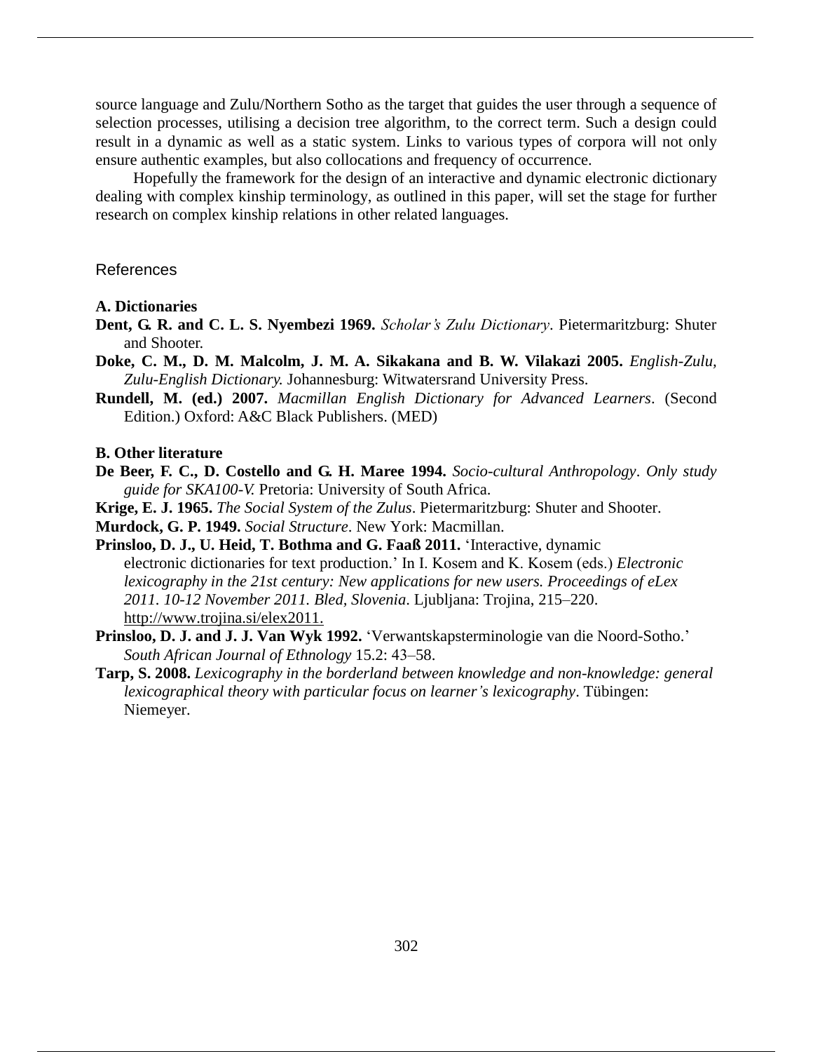source language and Zulu/Northern Sotho as the target that guides the user through a sequence of selection processes, utilising a decision tree algorithm, to the correct term. Such a design could result in a dynamic as well as a static system. Links to various types of corpora will not only ensure authentic examples, but also collocations and frequency of occurrence.

Hopefully the framework for the design of an interactive and dynamic electronic dictionary dealing with complex kinship terminology, as outlined in this paper, will set the stage for further research on complex kinship relations in other related languages.

## References

### A. Dictionaries

**Dent, G. R. and C. L. S. Nyembezi 1969.** *Scholar's Zulu Dictionary*. Pietermaritzburg: Shuter and Shooter.

**Doke, C. M., D. M. Malcolm, J. M. A. Sikakana and B. W. Vilakazi 2005.** *English-Zulu, Zulu-English Dictionary.* Johannesburg: Witwatersrand University Press.

**Rundell, M. (ed.) 2007.** *Macmillan English Dictionary for Advanced Learners*. (Second Edition.) Oxford: A&C Black Publishers. (MED)

### B. Other literature

**De Beer, F. C., D. Costello and G. H. Maree 1994.** *Socio-cultural Anthropology*. *Only study guide for SKA100-V.* Pretoria: University of South Africa.

**Krige, E. J. 1965.** *The Social System of the Zulus*. Pietermaritzburg: Shuter and Shooter.

**Murdock, G. P. 1949.** *Social Structure*. New York: Macmillan.

**Prinsloo, D. J., U. Heid, T. Bothma and G. Faaß 2011.** 'Interactive, dynamic electronic dictionaries for text production.' In I. Kosem and K. Kosem (eds.) *Electronic lexicography in the 21st century: New applications for new users. Proceedings of eLex 2011. 10-12 November 2011. Bled, Slovenia*. Ljubljana: Trojina, 215–220. http://www.trojina.si/elex2011.

**Prinsloo, D. J. and J. J. Van Wyk 1992.** 'Verwantskapsterminologie van die Noord-Sotho.' *South African Journal of Ethnology* 15.2: 43–58.

**Tarp, S. 2008.** *Lexicography in the borderland between knowledge and non-knowledge: general lexicographical theory with particular focus on learner's lexicography*. Tübingen: Niemeyer.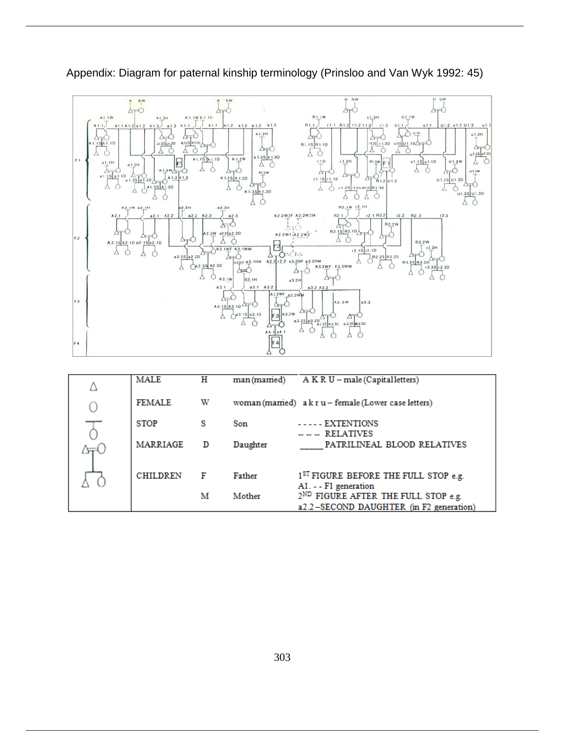Appendix: Diagram for paternal kinship terminology (Prinsloo and Van Wyk 1992: 45)

| | | | | |
|---|---|---|---|---|
| △ | MALE | H | man (married) | A K R U – male (Capital letters) |
| ○ | FEMALE | W | woman (married) | a k r u – female (Lower case letters) |
| | STOP | S | Son | - - - - - EXTENTIONS<br>-- -- -- RELATIVES |
| △=○ | MARRIAGE | D | Daughter | _____ PATRILINEAL BLOOD RELATIVES |
| | CHILDREN | F | Father | 1[ST] FIGURE BEFORE THE FULL STOP e.g. A1. - - F1 generation |
| | | M | Mother | 2[ND] FIGURE AFTER THE FULL STOP e.g. a2.2 –SECOND DAUGHTER (in F2 generation) |